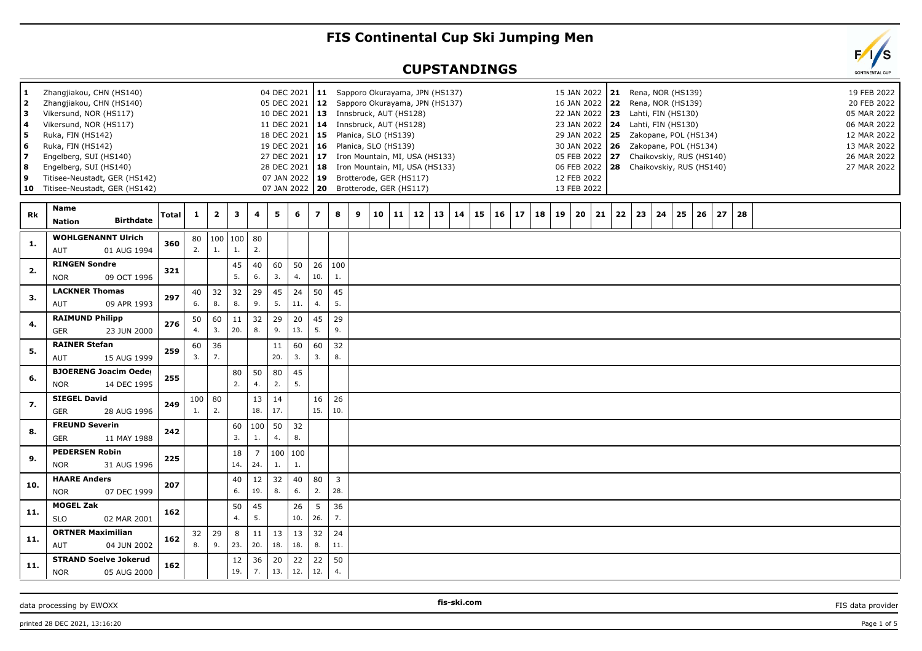# FIS Continental Cup Ski Jumping Men

## CUPSTANDINGS

| # | Venue | Date | # | Venue | Date | # | Venue | Date |
|---|---|---|---|---|---|---|---|---|
| 1 | Zhangjiakou, CHN (HS140) | 04 DEC 2021 | 11 | Sapporo Okurayama, JPN (HS137) | 15 JAN 2022 | 21 | Rena, NOR (HS139) | 19 FEB 2022 |
| 2 | Zhangjiakou, CHN (HS140) | 05 DEC 2021 | 12 | Sapporo Okurayama, JPN (HS137) | 16 JAN 2022 | 22 | Rena, NOR (HS139) | 20 FEB 2022 |
| 3 | Vikersund, NOR (HS117) | 10 DEC 2021 | 13 | Innsbruck, AUT (HS128) | 22 JAN 2022 | 23 | Lahti, FIN (HS130) | 05 MAR 2022 |
| 4 | Vikersund, NOR (HS117) | 11 DEC 2021 | 14 | Innsbruck, AUT (HS128) | 23 JAN 2022 | 24 | Lahti, FIN (HS130) | 06 MAR 2022 |
| 5 | Ruka, FIN (HS142) | 18 DEC 2021 | 15 | Planica, SLO (HS139) | 29 JAN 2022 | 25 | Zakopane, POL (HS134) | 12 MAR 2022 |
| 6 | Ruka, FIN (HS142) | 19 DEC 2021 | 16 | Planica, SLO (HS139) | 30 JAN 2022 | 26 | Zakopane, POL (HS134) | 13 MAR 2022 |
| 7 | Engelberg, SUI (HS140) | 27 DEC 2021 | 17 | Iron Mountain, MI, USA (HS133) | 05 FEB 2022 | 27 | Chaikovskiy, RUS (HS140) | 26 MAR 2022 |
| 8 | Engelberg, SUI (HS140) | 28 DEC 2021 | 18 | Iron Mountain, MI, USA (HS133) | 06 FEB 2022 | 28 | Chaikovskiy, RUS (HS140) | 27 MAR 2022 |
| 9 | Titisee-Neustadt, GER (HS142) | 07 JAN 2022 | 19 | Brotterode, GER (HS117) | 12 FEB 2022 | | | |
| 10 | Titisee-Neustadt, GER (HS142) | 07 JAN 2022 | 20 | Brotterode, GER (HS117) | 13 FEB 2022 | | | |

| Rk | Name / Nation / Birthdate | Total | 1 | 2 | 3 | 4 | 5 | 6 | 7 | 8 | 9 | 10 | 11 | 12 | 13 | 14 | 15 | 16 | 17 | 18 | 19 | 20 | 21 | 22 | 23 | 24 | 25 | 26 | 27 | 28 |
|---|---|---|---|---|---|---|---|---|---|---|---|---|---|---|---|---|---|---|---|---|---|---|---|---|---|---|---|---|---|---|
| 1. | **WOHLGENANNT Ulrich** AUT 01 AUG 1994 | 360 | 80 2. | 100 1. | 100 1. | 80 2. | | | | | | | | | | | | | | | | | | | | | | | | |
| 2. | **RINGEN Sondre** NOR 09 OCT 1996 | 321 | | | 45 5. | 40 6. | 60 3. | 50 4. | 26 10. | 100 1. | | | | | | | | | | | | | | | | | | | | |
| 3. | **LACKNER Thomas** AUT 09 APR 1993 | 297 | 40 6. | 32 8. | 32 8. | 29 9. | 45 5. | 24 11. | 50 4. | 45 5. | | | | | | | | | | | | | | | | | | | | |
| 4. | **RAIMUND Philipp** GER 23 JUN 2000 | 276 | 50 4. | 60 3. | 11 20. | 32 8. | 29 9. | 20 13. | 45 5. | 29 9. | | | | | | | | | | | | | | | | | | | | |
| 5. | **RAINER Stefan** AUT 15 AUG 1999 | 259 | 60 3. | 36 7. | | | 11 20. | 60 3. | 60 3. | 32 8. | | | | | | | | | | | | | | | | | | | | |
| 6. | **BJOERENG Joacim Oedeg** NOR 14 DEC 1995 | 255 | | | 80 2. | 50 4. | 80 2. | 45 5. | | | | | | | | | | | | | | | | | | | | | | |
| 7. | **SIEGEL David** GER 28 AUG 1996 | 249 | 100 1. | 80 2. | | 13 18. | 14 17. | | 16 15. | 26 10. | | | | | | | | | | | | | | | | | | | | |
| 8. | **FREUND Severin** GER 11 MAY 1988 | 242 | | | 60 3. | 100 1. | 50 4. | 32 8. | | | | | | | | | | | | | | | | | | | | | | |
| 9. | **PEDERSEN Robin** NOR 31 AUG 1996 | 225 | | | 18 14. | 7 24. | 100 1. | 100 1. | | | | | | | | | | | | | | | | | | | | | | |
| 10. | **HAARE Anders** NOR 07 DEC 1999 | 207 | | | 40 6. | 12 19. | 32 8. | 40 6. | 80 2. | 3 28. | | | | | | | | | | | | | | | | | | | | |
| 11. | **MOGEL Zak** SLO 02 MAR 2001 | 162 | | | 50 4. | 45 5. | | 26 10. | 5 26. | 36 7. | | | | | | | | | | | | | | | | | | | | |
| 11. | **ORTNER Maximilian** AUT 04 JUN 2002 | 162 | 32 8. | 29 9. | 8 23. | 11 20. | 13 18. | 13 18. | 32 8. | 24 11. | | | | | | | | | | | | | | | | | | | | |
| 11. | **STRAND Soelve Jokerud** NOR 05 AUG 2000 | 162 | | | 12 19. | 36 7. | 20 13. | 22 12. | 22 12. | 50 4. | | | | | | | | | | | | | | | | | | | | |

data processing by EWOXX | fis-ski.com | FIS data provider

printed 28 DEC 2021, 13:16:20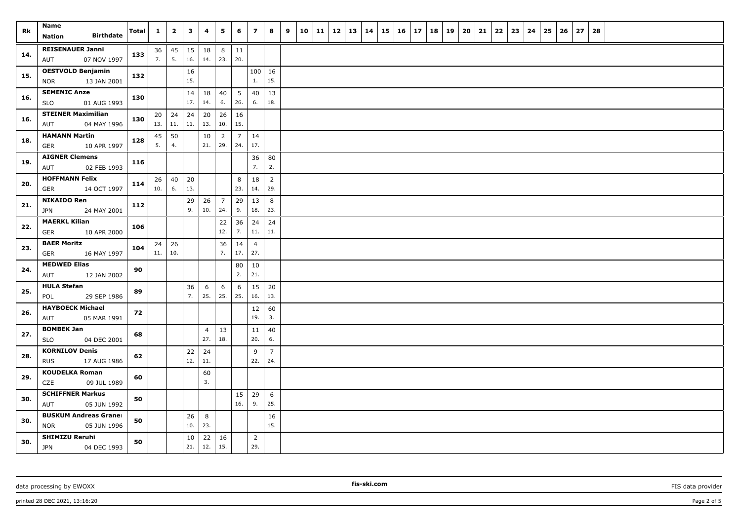| Rk | Name<br>Nation Birthdate | Total | 1 | 2 | 3 | 4 | 5 | 6 | 7 | 8 | 9 | 10 | 11 | 12 | 13 | 14 | 15 | 16 | 17 | 18 | 19 | 20 | 21 | 22 | 23 | 24 | 25 | 26 | 27 | 28 |
|---|---|---|---|---|---|---|---|---|---|---|---|---|---|---|---|---|---|---|---|---|---|---|---|---|---|---|---|---|---|---|
| 14. | REISENAUER Janni<br>AUT 07 NOV 1997 | 133 | 36<br>7. | 45<br>5. | 15<br>16. | 18<br>14. | 8<br>23. | 11<br>20. | | | | | | | | | | | | | | | | | | | | | | |
| 15. | OESTVOLD Benjamin<br>NOR 13 JAN 2001 | 132 | | | 16<br>15. | | | | 100<br>1. | 16<br>15. | | | | | | | | | | | | | | | | | | | | |
| 16. | SEMENIC Anze<br>SLO 01 AUG 1993 | 130 | | | 14<br>17. | 18<br>14. | 40<br>6. | 5<br>26. | 40<br>6. | 13<br>18. | | | | | | | | | | | | | | | | | | | | |
| 16. | STEINER Maximilian<br>AUT 04 MAY 1996 | 130 | 20<br>13. | 24<br>11. | 24<br>11. | 20<br>13. | 26<br>10. | 16<br>15. | | | | | | | | | | | | | | | | | | | | | | |
| 18. | HAMANN Martin<br>GER 10 APR 1997 | 128 | 45<br>5. | 50<br>4. | | 10<br>21. | 2<br>29. | 7<br>24. | 14<br>17. | | | | | | | | | | | | | | | | | | | | | |
| 19. | AIGNER Clemens<br>AUT 02 FEB 1993 | 116 | | | | | | | 36<br>7. | 80<br>2. | | | | | | | | | | | | | | | | | | | | |
| 20. | HOFFMANN Felix<br>GER 14 OCT 1997 | 114 | 26<br>10. | 40<br>6. | 20<br>13. | | | 8<br>23. | 18<br>14. | 2<br>29. | | | | | | | | | | | | | | | | | | | | |
| 21. | NIKAIDO Ren<br>JPN 24 MAY 2001 | 112 | | | 29<br>9. | 26<br>10. | 7<br>24. | 29<br>9. | 13<br>18. | 8<br>23. | | | | | | | | | | | | | | | | | | | | |
| 22. | MAERKL Kilian<br>GER 10 APR 2000 | 106 | | | | | 22<br>12. | 36<br>7. | 24<br>11. | 24<br>11. | | | | | | | | | | | | | | | | | | | | |
| 23. | BAER Moritz<br>GER 16 MAY 1997 | 104 | 24<br>11. | 26<br>10. | | | 36<br>7. | 14<br>17. | 4<br>27. | | | | | | | | | | | | | | | | | | | | | |
| 24. | MEDWED Elias<br>AUT 12 JAN 2002 | 90 | | | | | | 80<br>2. | 10<br>21. | | | | | | | | | | | | | | | | | | | | | |
| 25. | HULA Stefan<br>POL 29 SEP 1986 | 89 | | | 36<br>7. | 6<br>25. | 6<br>25. | 6<br>25. | 15<br>16. | 20<br>13. | | | | | | | | | | | | | | | | | | | | |
| 26. | HAYBOECK Michael<br>AUT 05 MAR 1991 | 72 | | | | | | | 12<br>19. | 60<br>3. | | | | | | | | | | | | | | | | | | | | |
| 27. | BOMBEK Jan<br>SLO 04 DEC 2001 | 68 | | | | 4<br>27. | 13<br>18. | | 11<br>20. | 40<br>6. | | | | | | | | | | | | | | | | | | | | |
| 28. | KORNILOV Denis<br>RUS 17 AUG 1986 | 62 | | | 22<br>12. | 24<br>11. | | | 9<br>22. | 7<br>24. | | | | | | | | | | | | | | | | | | | | |
| 29. | KOUDELKA Roman<br>CZE 09 JUL 1989 | 60 | | | | 60<br>3. | | | | | | | | | | | | | | | | | | | | | | | | |
| 30. | SCHIFFNER Markus<br>AUT 05 JUN 1992 | 50 | | | | | | 15<br>16. | 29<br>9. | 6<br>25. | | | | | | | | | | | | | | | | | | | | |
| 30. | BUSKUM Andreas Granei<br>NOR 05 JUN 1996 | 50 | | | 26<br>10. | 8<br>23. | | | | 16<br>15. | | | | | | | | | | | | | | | | | | | | |
| 30. | SHIMIZU Reruhi<br>JPN 04 DEC 1993 | 50 | | | 10<br>21. | 22<br>12. | 16<br>15. | | 2<br>29. | | | | | | | | | | | | | | | | | | | | | |

data processing by EWOXX | fis-ski.com | FIS data provider

printed 28 DEC 2021, 13:16:20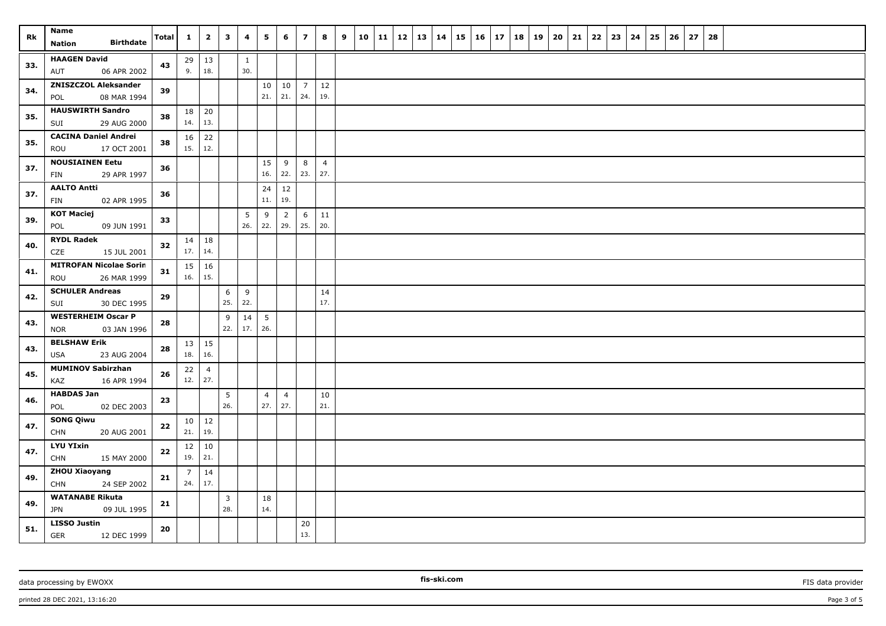| Rk | Name<br>Nation Birthdate | Total | 1 | 2 | 3 | 4 | 5 | 6 | 7 | 8 | 9 | 10 | 11 | 12 | 13 | 14 | 15 | 16 | 17 | 18 | 19 | 20 | 21 | 22 | 23 | 24 | 25 | 26 | 27 | 28 |
|---|---|---|---|---|---|---|---|---|---|---|---|---|---|---|---|---|---|---|---|---|---|---|---|---|---|---|---|---|---|---|
| 33. | HAAGEN David<br>AUT 06 APR 2002 | 43 | 29<br>9. | 13<br>18. | | 1<br>30. | | | | | | | | | | | | | | | | | | | | | | | | |
| 34. | ZNISZCZOL Aleksander<br>POL 08 MAR 1994 | 39 | | | | | 10<br>21. | 10<br>21. | 7<br>24. | 12<br>19. | | | | | | | | | | | | | | | | | | | | |
| 35. | HAUSWIRTH Sandro<br>SUI 29 AUG 2000 | 38 | 18<br>14. | 20<br>13. | | | | | | | | | | | | | | | | | | | | | | | | | | |
| 35. | CACINA Daniel Andrei<br>ROU 17 OCT 2001 | 38 | 16<br>15. | 22<br>12. | | | | | | | | | | | | | | | | | | | | | | | | | | |
| 37. | NOUSIAINEN Eetu<br>FIN 29 APR 1997 | 36 | | | | | 15<br>16. | 9<br>22. | 8<br>23. | 4<br>27. | | | | | | | | | | | | | | | | | | | | |
| 37. | AALTO Antti<br>FIN 02 APR 1995 | 36 | | | | | 24<br>11. | 12<br>19. | | | | | | | | | | | | | | | | | | | | | | |
| 39. | KOT Maciej<br>POL 09 JUN 1991 | 33 | | | | 5<br>26. | 9<br>22. | 2<br>29. | 6<br>25. | 11<br>20. | | | | | | | | | | | | | | | | | | | | |
| 40. | RYDL Radek<br>CZE 15 JUL 2001 | 32 | 14<br>17. | 18<br>14. | | | | | | | | | | | | | | | | | | | | | | | | | | |
| 41. | MITROFAN Nicolae Sorin<br>ROU 26 MAR 1999 | 31 | 15<br>16. | 16<br>15. | | | | | | | | | | | | | | | | | | | | | | | | | | |
| 42. | SCHULER Andreas<br>SUI 30 DEC 1995 | 29 | | | 6<br>25. | 9<br>22. | | | | 14<br>17. | | | | | | | | | | | | | | | | | | | | |
| 43. | WESTERHEIM Oscar P<br>NOR 03 JAN 1996 | 28 | | | 9<br>22. | 14<br>17. | 5<br>26. | | | | | | | | | | | | | | | | | | | | | | | |
| 43. | BELSHAW Erik<br>USA 23 AUG 2004 | 28 | 13<br>18. | 15<br>16. | | | | | | | | | | | | | | | | | | | | | | | | | | |
| 45. | MUMINOV Sabirzhan<br>KAZ 16 APR 1994 | 26 | 22<br>12. | 4<br>27. | | | | | | | | | | | | | | | | | | | | | | | | | | |
| 46. | HABDAS Jan<br>POL 02 DEC 2003 | 23 | | | 5<br>26. | | 4<br>27. | 4<br>27. | | 10<br>21. | | | | | | | | | | | | | | | | | | | | |
| 47. | SONG Qiwu<br>CHN 20 AUG 2001 | 22 | 10<br>21. | 12<br>19. | | | | | | | | | | | | | | | | | | | | | | | | | | |
| 47. | LYU YIxin<br>CHN 15 MAY 2000 | 22 | 12<br>19. | 10<br>21. | | | | | | | | | | | | | | | | | | | | | | | | | | |
| 49. | ZHOU Xiaoyang<br>CHN 24 SEP 2002 | 21 | 7<br>24. | 14<br>17. | | | | | | | | | | | | | | | | | | | | | | | | | | |
| 49. | WATANABE Rikuta<br>JPN 09 JUL 1995 | 21 | | | 3<br>28. | | 18<br>14. | | | | | | | | | | | | | | | | | | | | | | | |
| 51. | LISSO Justin<br>GER 12 DEC 1999 | 20 | | | | | | | 20<br>13. | | | | | | | | | | | | | | | | | | | | | |

data processing by EWOXX fis-ski.com FIS data provider

printed 28 DEC 2021, 13:16:20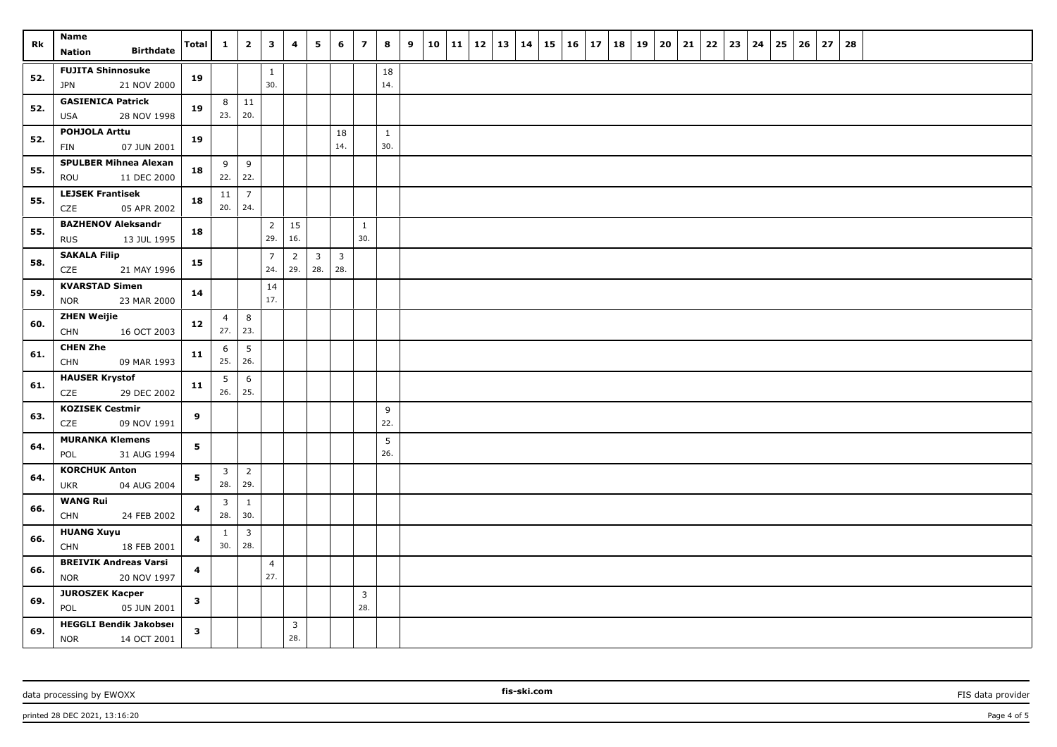| Rk | Name<br>Nation Birthdate | Total | 1 | 2 | 3 | 4 | 5 | 6 | 7 | 8 | 9 | 10 | 11 | 12 | 13 | 14 | 15 | 16 | 17 | 18 | 19 | 20 | 21 | 22 | 23 | 24 | 25 | 26 | 27 | 28 |
|---|---|---|---|---|---|---|---|---|---|---|---|---|---|---|---|---|---|---|---|---|---|---|---|---|---|---|---|---|---|---|
| 52. | FUJITA Shinnosuke<br>JPN 21 NOV 2000 | 19 | | | 1<br>30. | | | | | 18<br>14. | | | | | | | | | | | | | | | | | | | | |
| 52. | GASIENICA Patrick<br>USA 28 NOV 1998 | 19 | 8<br>23. | 11<br>20. | | | | | | | | | | | | | | | | | | | | | | | | | | |
| 52. | POHJOLA Arttu<br>FIN 07 JUN 2001 | 19 | | | | | | 18<br>14. | | 1<br>30. | | | | | | | | | | | | | | | | | | | | |
| 55. | SPULBER Mihnea Alexan<br>ROU 11 DEC 2000 | 18 | 9<br>22. | 9<br>22. | | | | | | | | | | | | | | | | | | | | | | | | | | |
| 55. | LEJSEK Frantisek<br>CZE 05 APR 2002 | 18 | 11<br>20. | 7<br>24. | | | | | | | | | | | | | | | | | | | | | | | | | | |
| 55. | BAZHENOV Aleksandr<br>RUS 13 JUL 1995 | 18 | | | 2<br>29. | 15<br>16. | | | 1<br>30. | | | | | | | | | | | | | | | | | | | | | |
| 58. | SAKALA Filip<br>CZE 21 MAY 1996 | 15 | | | 7<br>24. | 2<br>29. | 3<br>28. | 3<br>28. | | | | | | | | | | | | | | | | | | | | | | |
| 59. | KVARSTAD Simen<br>NOR 23 MAR 2000 | 14 | | | 14<br>17. | | | | | | | | | | | | | | | | | | | | | | | | | |
| 60. | ZHEN Weijie<br>CHN 16 OCT 2003 | 12 | 4<br>27. | 8<br>23. | | | | | | | | | | | | | | | | | | | | | | | | | | |
| 61. | CHEN Zhe<br>CHN 09 MAR 1993 | 11 | 6<br>25. | 5<br>26. | | | | | | | | | | | | | | | | | | | | | | | | | | |
| 61. | HAUSER Krystof<br>CZE 29 DEC 2002 | 11 | 5<br>26. | 6<br>25. | | | | | | | | | | | | | | | | | | | | | | | | | | |
| 63. | KOZISEK Cestmir<br>CZE 09 NOV 1991 | 9 | | | | | | | | 9<br>22. | | | | | | | | | | | | | | | | | | | | |
| 64. | MURANKA Klemens<br>POL 31 AUG 1994 | 5 | | | | | | | | 5<br>26. | | | | | | | | | | | | | | | | | | | | |
| 64. | KORCHUK Anton<br>UKR 04 AUG 2004 | 5 | 3<br>28. | 2<br>29. | | | | | | | | | | | | | | | | | | | | | | | | | | |
| 66. | WANG Rui<br>CHN 24 FEB 2002 | 4 | 3<br>28. | 1<br>30. | | | | | | | | | | | | | | | | | | | | | | | | | | |
| 66. | HUANG Xuyu<br>CHN 18 FEB 2001 | 4 | 1<br>30. | 3<br>28. | | | | | | | | | | | | | | | | | | | | | | | | | | |
| 66. | BREIVIK Andreas Varsi<br>NOR 20 NOV 1997 | 4 | | | 4<br>27. | | | | | | | | | | | | | | | | | | | | | | | | | |
| 69. | JUROSZEK Kacper<br>POL 05 JUN 2001 | 3 | | | | | | | 3<br>28. | | | | | | | | | | | | | | | | | | | | | |
| 69. | HEGGLI Bendik Jakobsen<br>NOR 14 OCT 2001 | 3 | | | | 3<br>28. | | | | | | | | | | | | | | | | | | | | | | | | |

data processing by EWOXX fis-ski.com FIS data provider

printed 28 DEC 2021, 13:16:20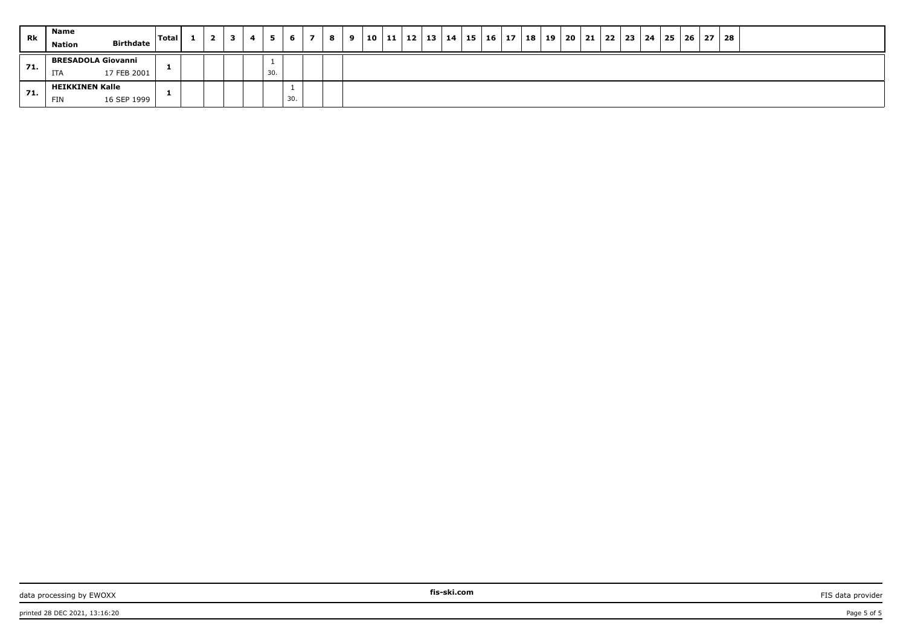| Rk | Name / Nation / Birthdate | Total | 1 | 2 | 3 | 4 | 5 | 6 | 7 | 8 | 9 | 10 | 11 | 12 | 13 | 14 | 15 | 16 | 17 | 18 | 19 | 20 | 21 | 22 | 23 | 24 | 25 | 26 | 27 | 28 |
|---|---|---|---|---|---|---|---|---|---|---|---|---|---|---|---|---|---|---|---|---|---|---|---|---|---|---|---|---|---|---|
| 71. | **BRESADOLA Giovanni** ITA 17 FEB 2001 | 1 | | | | | 1 30. | | | | | | | | | | | | | | | | | | | | | | | |
| 71. | **HEIKKINEN Kalle** FIN 16 SEP 1999 | 1 | | | | | | 1 30. | | | | | | | | | | | | | | | | | | | | | | |

data processing by EWOXX | fis-ski.com | FIS data provider

printed 28 DEC 2021, 13:16:20